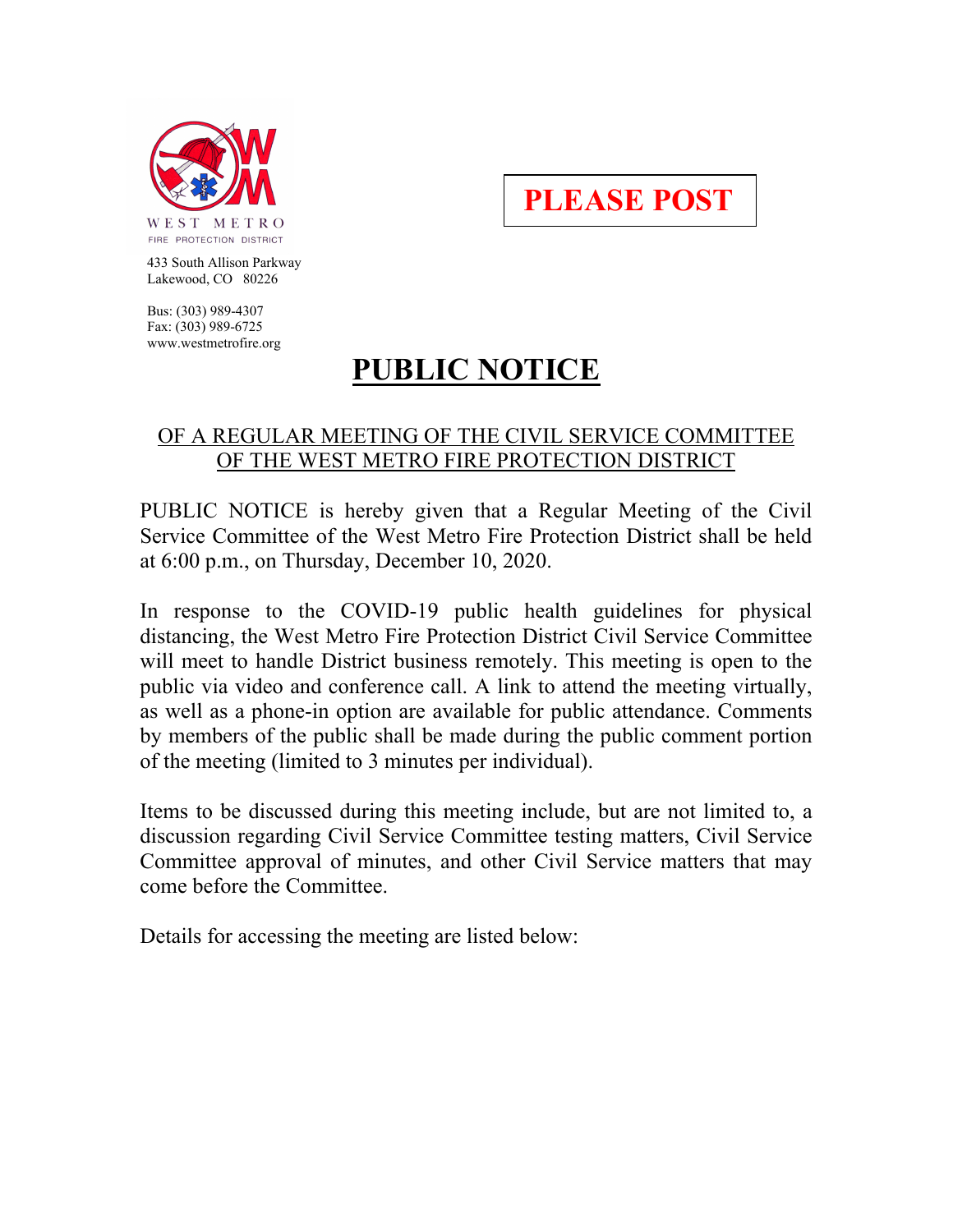WEST METRO
FIRE PROTECTION DISTRICT

433 South Allison Parkway
Lakewood, CO 80226

Bus: (303) 989-4307
Fax: (303) 989-6725
www.westmetrofire.org

**PLEASE POST**

# PUBLIC NOTICE

## OF A REGULAR MEETING OF THE CIVIL SERVICE COMMITTEE OF THE WEST METRO FIRE PROTECTION DISTRICT

PUBLIC NOTICE is hereby given that a Regular Meeting of the Civil Service Committee of the West Metro Fire Protection District shall be held at 6:00 p.m., on Thursday, December 10, 2020.

In response to the COVID-19 public health guidelines for physical distancing, the West Metro Fire Protection District Civil Service Committee will meet to handle District business remotely. This meeting is open to the public via video and conference call. A link to attend the meeting virtually, as well as a phone-in option are available for public attendance. Comments by members of the public shall be made during the public comment portion of the meeting (limited to 3 minutes per individual).

Items to be discussed during this meeting include, but are not limited to, a discussion regarding Civil Service Committee testing matters, Civil Service Committee approval of minutes, and other Civil Service matters that may come before the Committee.

Details for accessing the meeting are listed below: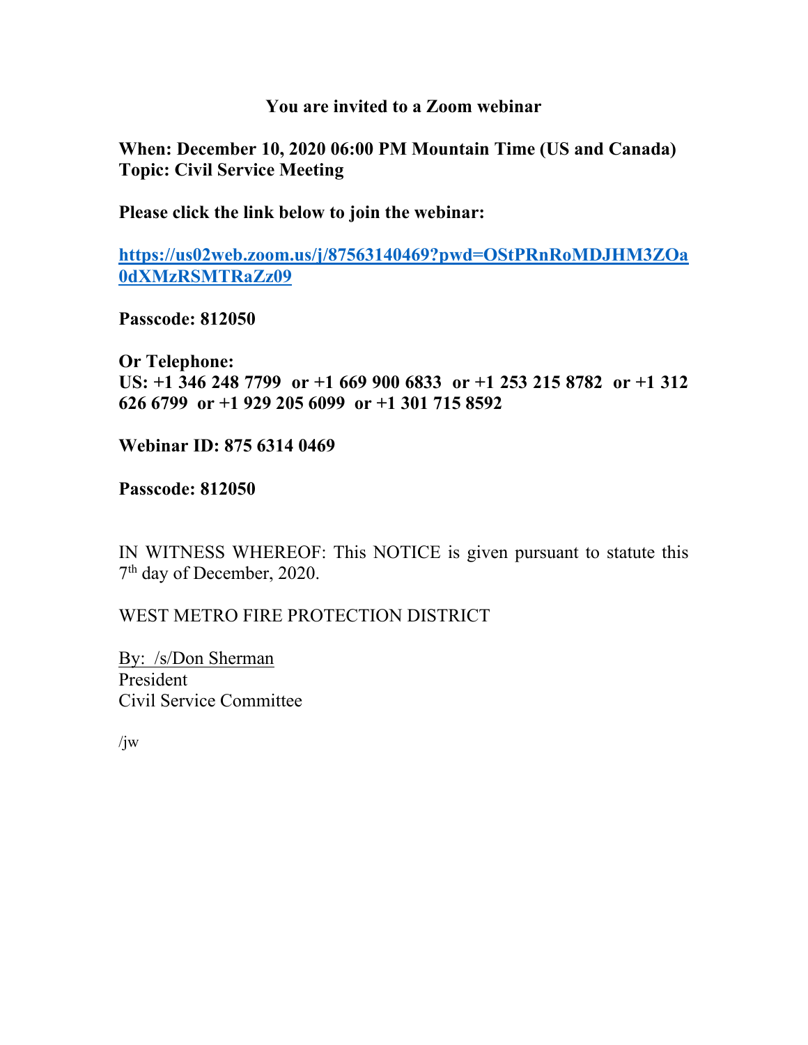**You are invited to a Zoom webinar**

**When: December 10, 2020 06:00 PM Mountain Time (US and Canada)**
**Topic: Civil Service Meeting**

**Please click the link below to join the webinar:**

**https://us02web.zoom.us/j/87563140469?pwd=OStPRnRoMDJHM3ZOa0dXMzRSMTRaZz09**

**Passcode: 812050**

**Or Telephone:**
**US: +1 346 248 7799 or +1 669 900 6833 or +1 253 215 8782 or +1 312 626 6799 or +1 929 205 6099 or +1 301 715 8592**

**Webinar ID: 875 6314 0469**

**Passcode: 812050**

IN WITNESS WHEREOF: This NOTICE is given pursuant to statute this 7th day of December, 2020.

WEST METRO FIRE PROTECTION DISTRICT

By: /s/Don Sherman
President
Civil Service Committee

/jw